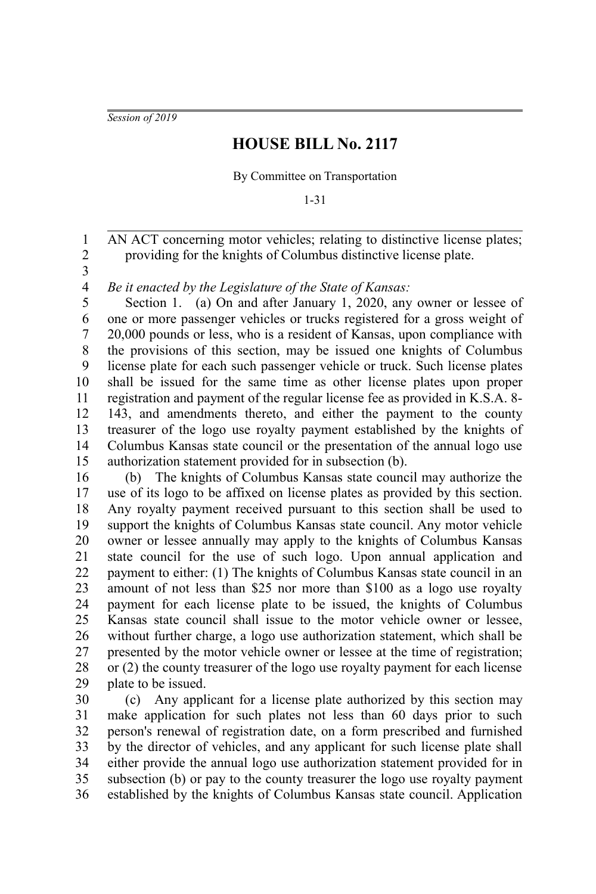*Session of 2019*

# HOUSE BILL No. 2117

By Committee on Transportation

1-31

AN ACT concerning motor vehicles; relating to distinctive license plates; providing for the knights of Columbus distinctive license plate.

*Be it enacted by the Legislature of the State of Kansas:*

Section 1. (a) On and after January 1, 2020, any owner or lessee of one or more passenger vehicles or trucks registered for a gross weight of 20,000 pounds or less, who is a resident of Kansas, upon compliance with the provisions of this section, may be issued one knights of Columbus license plate for each such passenger vehicle or truck. Such license plates shall be issued for the same time as other license plates upon proper registration and payment of the regular license fee as provided in K.S.A. 8-143, and amendments thereto, and either the payment to the county treasurer of the logo use royalty payment established by the knights of Columbus Kansas state council or the presentation of the annual logo use authorization statement provided for in subsection (b).

(b) The knights of Columbus Kansas state council may authorize the use of its logo to be affixed on license plates as provided by this section. Any royalty payment received pursuant to this section shall be used to support the knights of Columbus Kansas state council. Any motor vehicle owner or lessee annually may apply to the knights of Columbus Kansas state council for the use of such logo. Upon annual application and payment to either: (1) The knights of Columbus Kansas state council in an amount of not less than $25 nor more than $100 as a logo use royalty payment for each license plate to be issued, the knights of Columbus Kansas state council shall issue to the motor vehicle owner or lessee, without further charge, a logo use authorization statement, which shall be presented by the motor vehicle owner or lessee at the time of registration; or (2) the county treasurer of the logo use royalty payment for each license plate to be issued.

(c) Any applicant for a license plate authorized by this section may make application for such plates not less than 60 days prior to such person's renewal of registration date, on a form prescribed and furnished by the director of vehicles, and any applicant for such license plate shall either provide the annual logo use authorization statement provided for in subsection (b) or pay to the county treasurer the logo use royalty payment established by the knights of Columbus Kansas state council. Application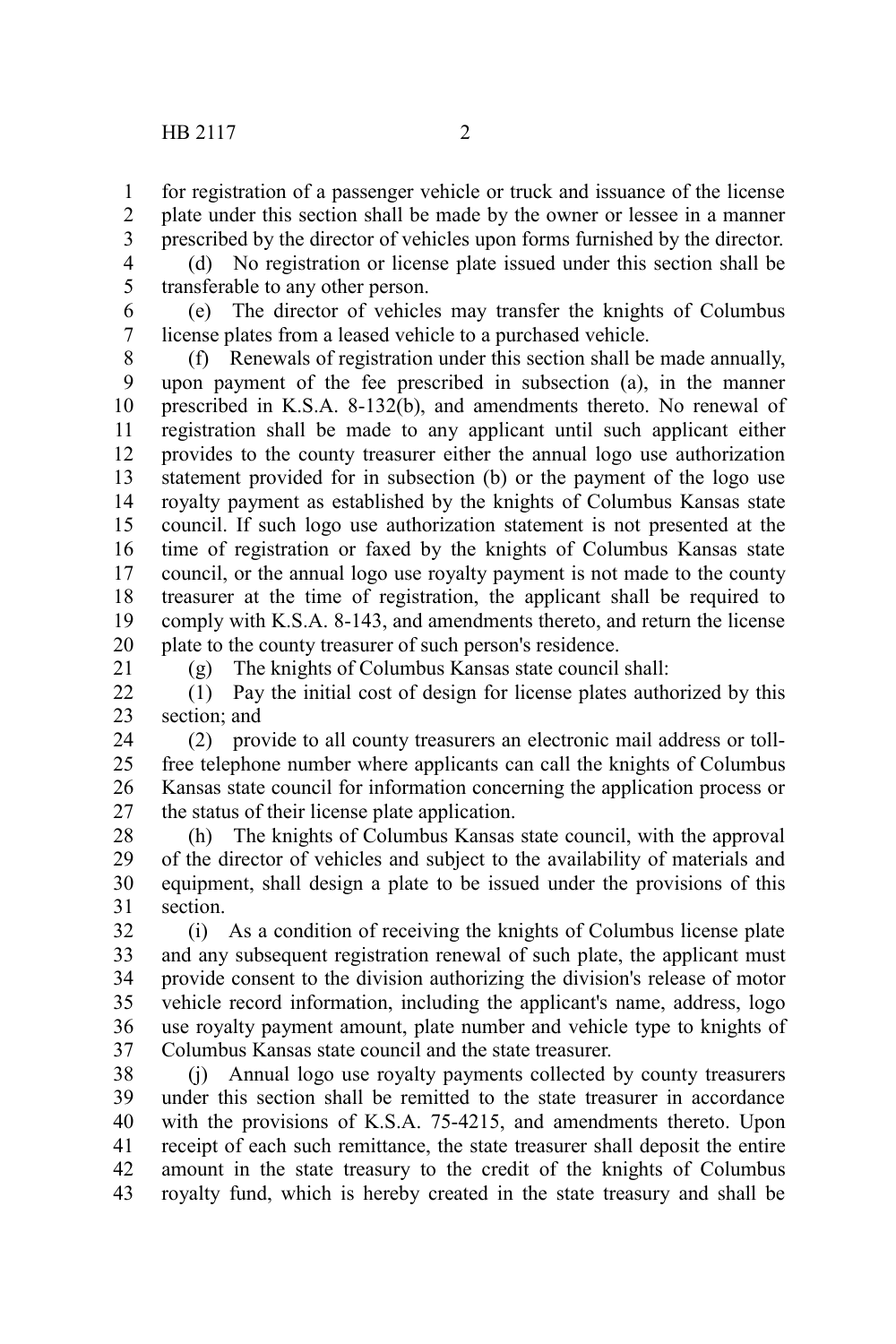for registration of a passenger vehicle or truck and issuance of the license plate under this section shall be made by the owner or lessee in a manner prescribed by the director of vehicles upon forms furnished by the director.

(d) No registration or license plate issued under this section shall be transferable to any other person.

(e) The director of vehicles may transfer the knights of Columbus license plates from a leased vehicle to a purchased vehicle.

(f) Renewals of registration under this section shall be made annually, upon payment of the fee prescribed in subsection (a), in the manner prescribed in K.S.A. 8-132(b), and amendments thereto. No renewal of registration shall be made to any applicant until such applicant either provides to the county treasurer either the annual logo use authorization statement provided for in subsection (b) or the payment of the logo use royalty payment as established by the knights of Columbus Kansas state council. If such logo use authorization statement is not presented at the time of registration or faxed by the knights of Columbus Kansas state council, or the annual logo use royalty payment is not made to the county treasurer at the time of registration, the applicant shall be required to comply with K.S.A. 8-143, and amendments thereto, and return the license plate to the county treasurer of such person's residence.

(g) The knights of Columbus Kansas state council shall:

(1) Pay the initial cost of design for license plates authorized by this section; and

(2) provide to all county treasurers an electronic mail address or toll-free telephone number where applicants can call the knights of Columbus Kansas state council for information concerning the application process or the status of their license plate application.

(h) The knights of Columbus Kansas state council, with the approval of the director of vehicles and subject to the availability of materials and equipment, shall design a plate to be issued under the provisions of this section.

(i) As a condition of receiving the knights of Columbus license plate and any subsequent registration renewal of such plate, the applicant must provide consent to the division authorizing the division's release of motor vehicle record information, including the applicant's name, address, logo use royalty payment amount, plate number and vehicle type to knights of Columbus Kansas state council and the state treasurer.

(j) Annual logo use royalty payments collected by county treasurers under this section shall be remitted to the state treasurer in accordance with the provisions of K.S.A. 75-4215, and amendments thereto. Upon receipt of each such remittance, the state treasurer shall deposit the entire amount in the state treasury to the credit of the knights of Columbus royalty fund, which is hereby created in the state treasury and shall be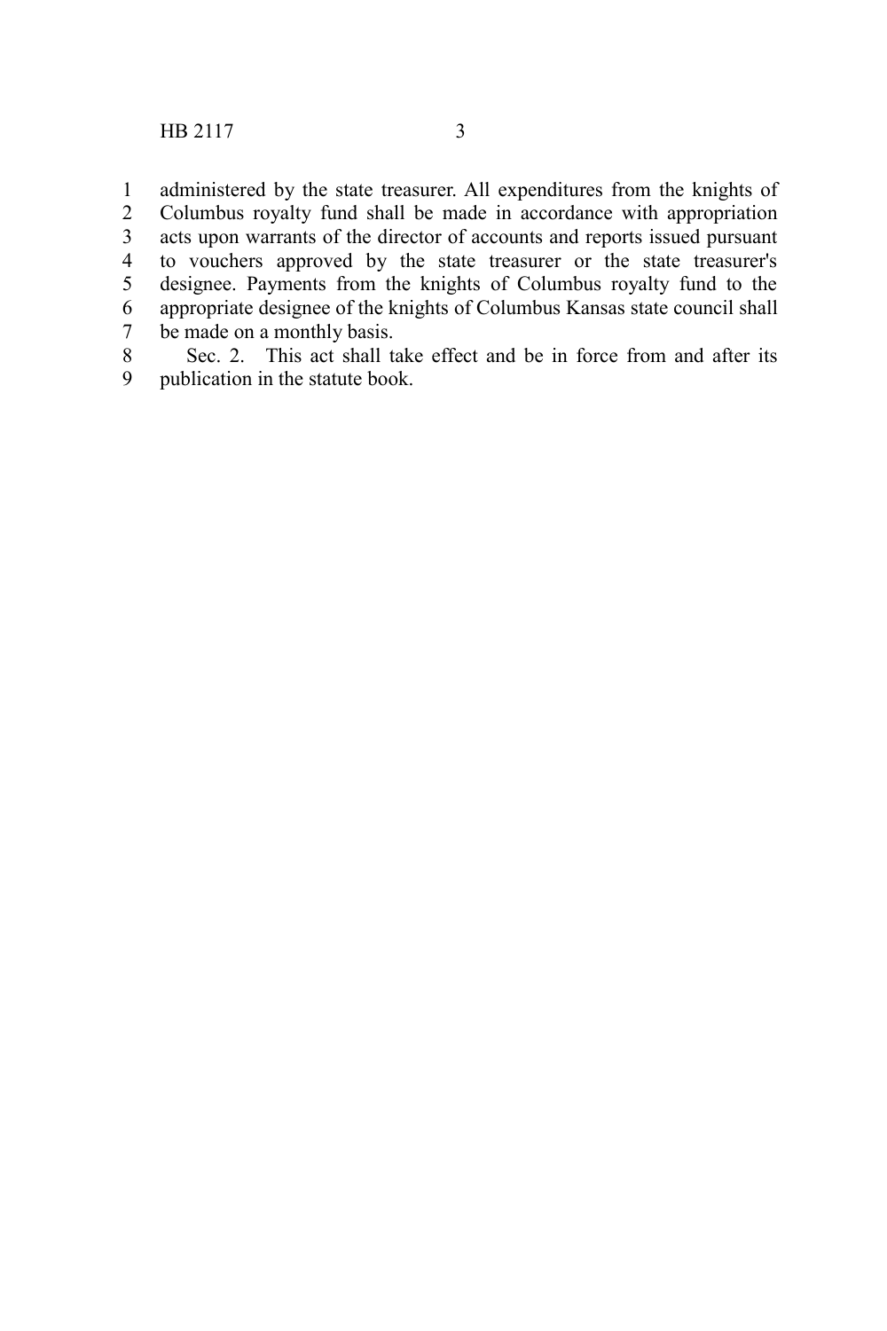administered by the state treasurer. All expenditures from the knights of Columbus royalty fund shall be made in accordance with appropriation acts upon warrants of the director of accounts and reports issued pursuant to vouchers approved by the state treasurer or the state treasurer's designee. Payments from the knights of Columbus royalty fund to the appropriate designee of the knights of Columbus Kansas state council shall be made on a monthly basis.

Sec. 2. This act shall take effect and be in force from and after its publication in the statute book.